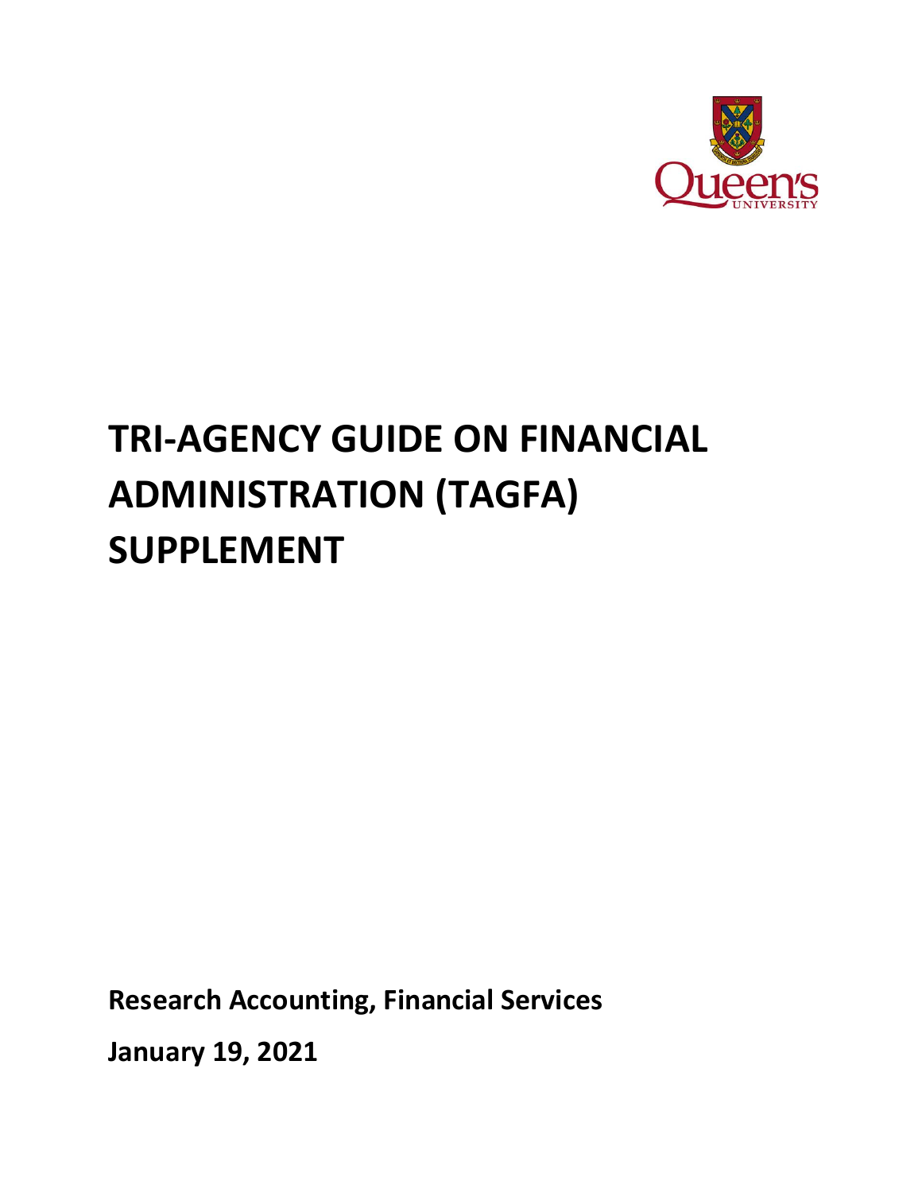# TRI-AGENCY GUIDE ON FINANCIAL ADMINISTRATION (TAGFA) SUPPLEMENT

**Research Accounting, Financial Services**

**January 19, 2021**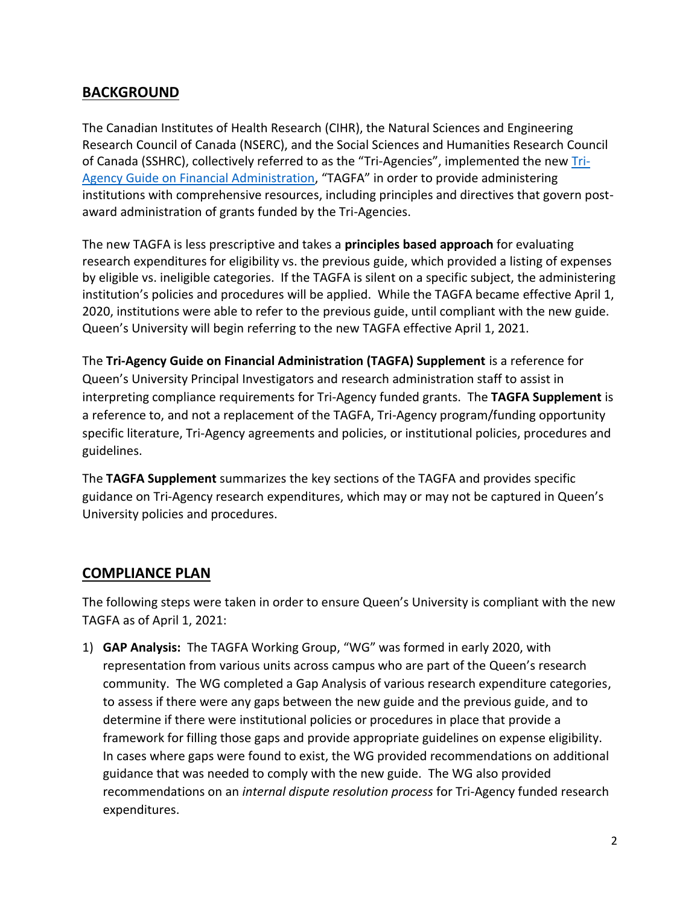## BACKGROUND

The Canadian Institutes of Health Research (CIHR), the Natural Sciences and Engineering Research Council of Canada (NSERC), and the Social Sciences and Humanities Research Council of Canada (SSHRC), collectively referred to as the "Tri-Agencies", implemented the new [Tri-Agency Guide on Financial Administration](), "TAGFA" in order to provide administering institutions with comprehensive resources, including principles and directives that govern post-award administration of grants funded by the Tri-Agencies.

The new TAGFA is less prescriptive and takes a **principles based approach** for evaluating research expenditures for eligibility vs. the previous guide, which provided a listing of expenses by eligible vs. ineligible categories. If the TAGFA is silent on a specific subject, the administering institution's policies and procedures will be applied. While the TAGFA became effective April 1, 2020, institutions were able to refer to the previous guide, until compliant with the new guide. Queen's University will begin referring to the new TAGFA effective April 1, 2021.

The **Tri-Agency Guide on Financial Administration (TAGFA) Supplement** is a reference for Queen's University Principal Investigators and research administration staff to assist in interpreting compliance requirements for Tri-Agency funded grants. The **TAGFA Supplement** is a reference to, and not a replacement of the TAGFA, Tri-Agency program/funding opportunity specific literature, Tri-Agency agreements and policies, or institutional policies, procedures and guidelines.

The **TAGFA Supplement** summarizes the key sections of the TAGFA and provides specific guidance on Tri-Agency research expenditures, which may or may not be captured in Queen's University policies and procedures.

## COMPLIANCE PLAN

The following steps were taken in order to ensure Queen's University is compliant with the new TAGFA as of April 1, 2021:

1) **GAP Analysis:** The TAGFA Working Group, "WG" was formed in early 2020, with representation from various units across campus who are part of the Queen's research community. The WG completed a Gap Analysis of various research expenditure categories, to assess if there were any gaps between the new guide and the previous guide, and to determine if there were institutional policies or procedures in place that provide a framework for filling those gaps and provide appropriate guidelines on expense eligibility. In cases where gaps were found to exist, the WG provided recommendations on additional guidance that was needed to comply with the new guide. The WG also provided recommendations on an *internal dispute resolution process* for Tri-Agency funded research expenditures.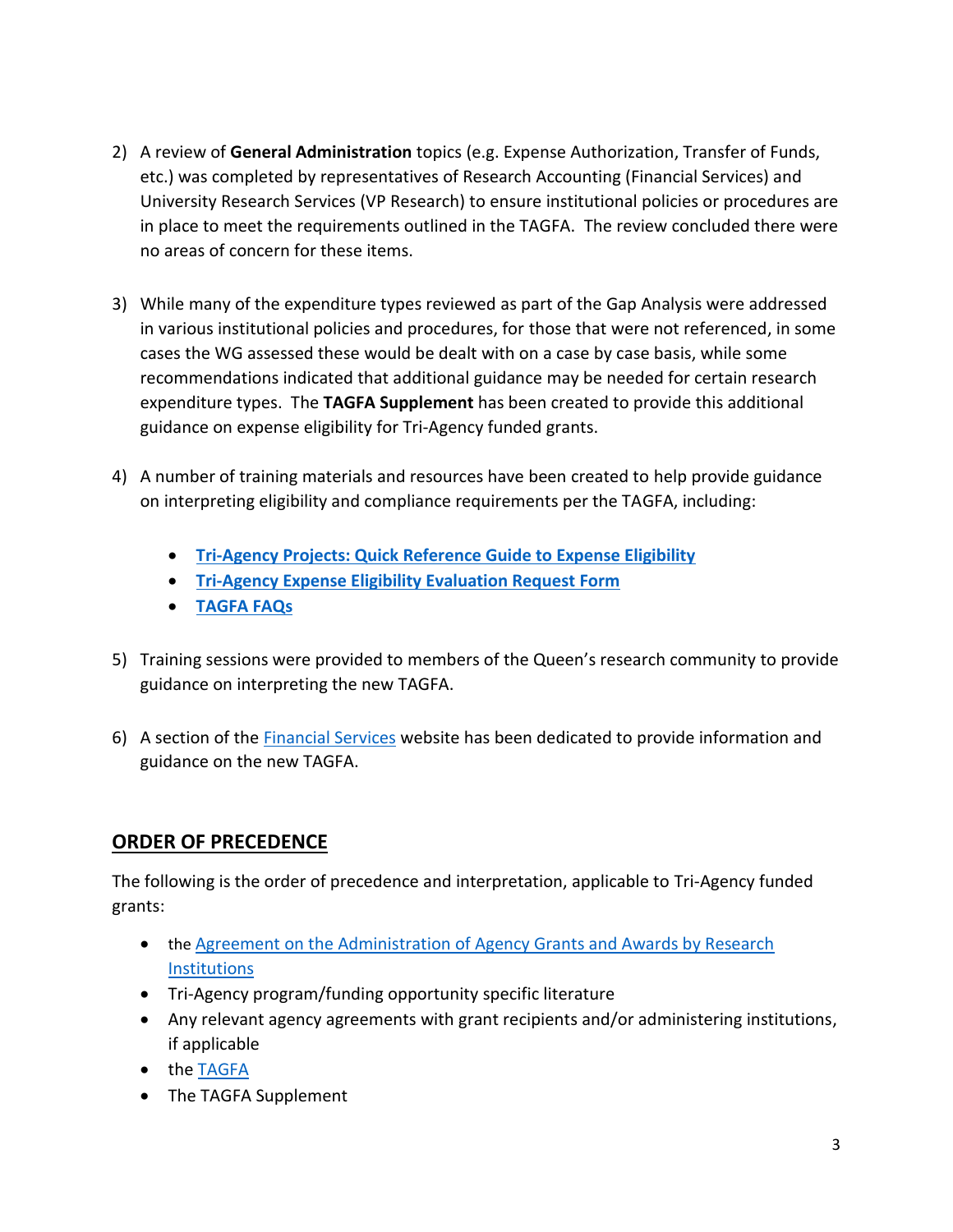2) A review of **General Administration** topics (e.g. Expense Authorization, Transfer of Funds, etc.) was completed by representatives of Research Accounting (Financial Services) and University Research Services (VP Research) to ensure institutional policies or procedures are in place to meet the requirements outlined in the TAGFA. The review concluded there were no areas of concern for these items.

3) While many of the expenditure types reviewed as part of the Gap Analysis were addressed in various institutional policies and procedures, for those that were not referenced, in some cases the WG assessed these would be dealt with on a case by case basis, while some recommendations indicated that additional guidance may be needed for certain research expenditure types. The **TAGFA Supplement** has been created to provide this additional guidance on expense eligibility for Tri-Agency funded grants.

4) A number of training materials and resources have been created to help provide guidance on interpreting eligibility and compliance requirements per the TAGFA, including:

    - **Tri-Agency Projects: Quick Reference Guide to Expense Eligibility**
    - **Tri-Agency Expense Eligibility Evaluation Request Form**
    - **TAGFA FAQs**

5) Training sessions were provided to members of the Queen's research community to provide guidance on interpreting the new TAGFA.

6) A section of the Financial Services website has been dedicated to provide information and guidance on the new TAGFA.

## ORDER OF PRECEDENCE

The following is the order of precedence and interpretation, applicable to Tri-Agency funded grants:

- the Agreement on the Administration of Agency Grants and Awards by Research Institutions
- Tri-Agency program/funding opportunity specific literature
- Any relevant agency agreements with grant recipients and/or administering institutions, if applicable
- the TAGFA
- The TAGFA Supplement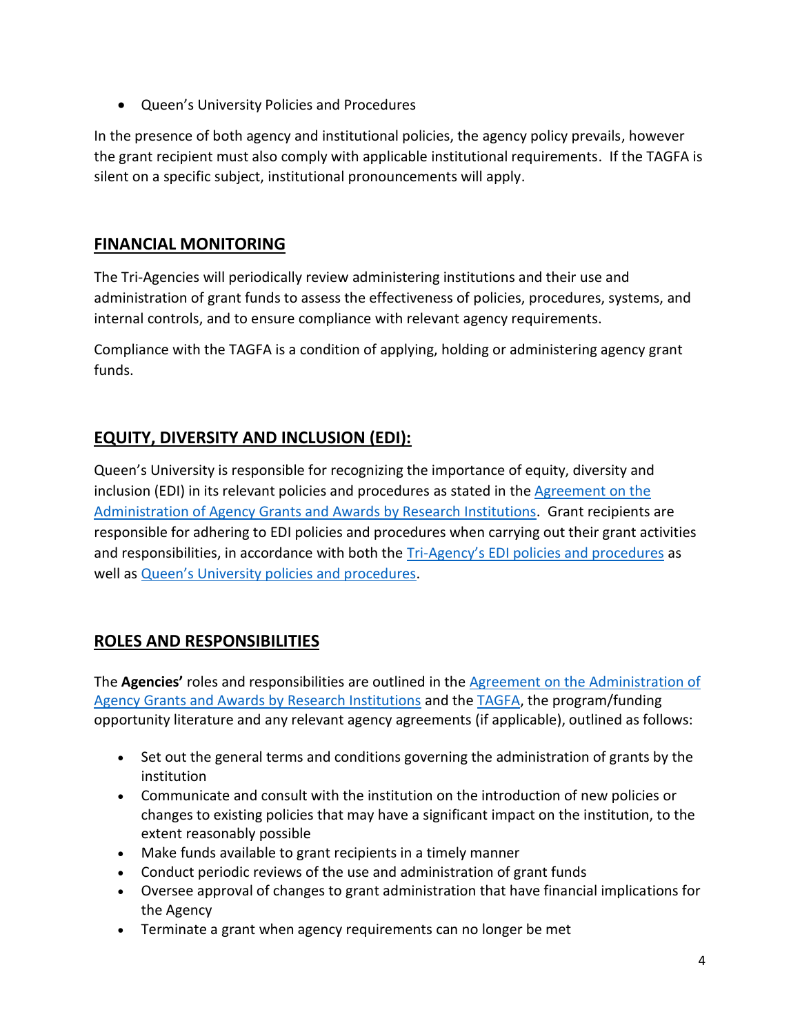- Queen's University Policies and Procedures

In the presence of both agency and institutional policies, the agency policy prevails, however the grant recipient must also comply with applicable institutional requirements. If the TAGFA is silent on a specific subject, institutional pronouncements will apply.

## FINANCIAL MONITORING

The Tri-Agencies will periodically review administering institutions and their use and administration of grant funds to assess the effectiveness of policies, procedures, systems, and internal controls, and to ensure compliance with relevant agency requirements.

Compliance with the TAGFA is a condition of applying, holding or administering agency grant funds.

## EQUITY, DIVERSITY AND INCLUSION (EDI):

Queen's University is responsible for recognizing the importance of equity, diversity and inclusion (EDI) in its relevant policies and procedures as stated in the Agreement on the Administration of Agency Grants and Awards by Research Institutions. Grant recipients are responsible for adhering to EDI policies and procedures when carrying out their grant activities and responsibilities, in accordance with both the Tri-Agency's EDI policies and procedures as well as Queen's University policies and procedures.

## ROLES AND RESPONSIBILITIES

The **Agencies'** roles and responsibilities are outlined in the Agreement on the Administration of Agency Grants and Awards by Research Institutions and the TAGFA, the program/funding opportunity literature and any relevant agency agreements (if applicable), outlined as follows:

- Set out the general terms and conditions governing the administration of grants by the institution
- Communicate and consult with the institution on the introduction of new policies or changes to existing policies that may have a significant impact on the institution, to the extent reasonably possible
- Make funds available to grant recipients in a timely manner
- Conduct periodic reviews of the use and administration of grant funds
- Oversee approval of changes to grant administration that have financial implications for the Agency
- Terminate a grant when agency requirements can no longer be met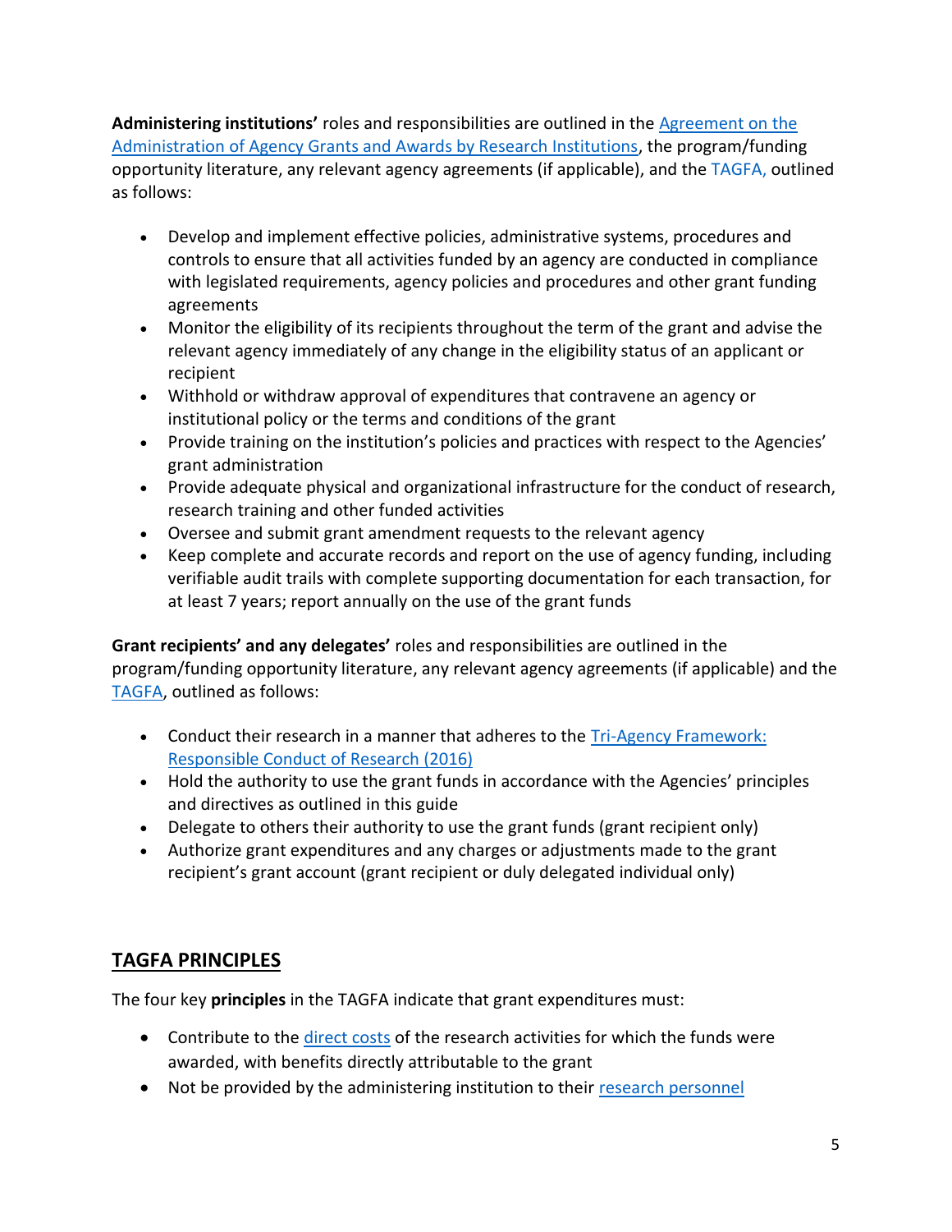**Administering institutions'** roles and responsibilities are outlined in the Agreement on the Administration of Agency Grants and Awards by Research Institutions, the program/funding opportunity literature, any relevant agency agreements (if applicable), and the TAGFA, outlined as follows:

- Develop and implement effective policies, administrative systems, procedures and controls to ensure that all activities funded by an agency are conducted in compliance with legislated requirements, agency policies and procedures and other grant funding agreements
- Monitor the eligibility of its recipients throughout the term of the grant and advise the relevant agency immediately of any change in the eligibility status of an applicant or recipient
- Withhold or withdraw approval of expenditures that contravene an agency or institutional policy or the terms and conditions of the grant
- Provide training on the institution's policies and practices with respect to the Agencies' grant administration
- Provide adequate physical and organizational infrastructure for the conduct of research, research training and other funded activities
- Oversee and submit grant amendment requests to the relevant agency
- Keep complete and accurate records and report on the use of agency funding, including verifiable audit trails with complete supporting documentation for each transaction, for at least 7 years; report annually on the use of the grant funds

**Grant recipients' and any delegates'** roles and responsibilities are outlined in the program/funding opportunity literature, any relevant agency agreements (if applicable) and the TAGFA, outlined as follows:

- Conduct their research in a manner that adheres to the Tri-Agency Framework: Responsible Conduct of Research (2016)
- Hold the authority to use the grant funds in accordance with the Agencies' principles and directives as outlined in this guide
- Delegate to others their authority to use the grant funds (grant recipient only)
- Authorize grant expenditures and any charges or adjustments made to the grant recipient's grant account (grant recipient or duly delegated individual only)

## TAGFA PRINCIPLES

The four key **principles** in the TAGFA indicate that grant expenditures must:

- Contribute to the direct costs of the research activities for which the funds were awarded, with benefits directly attributable to the grant
- Not be provided by the administering institution to their research personnel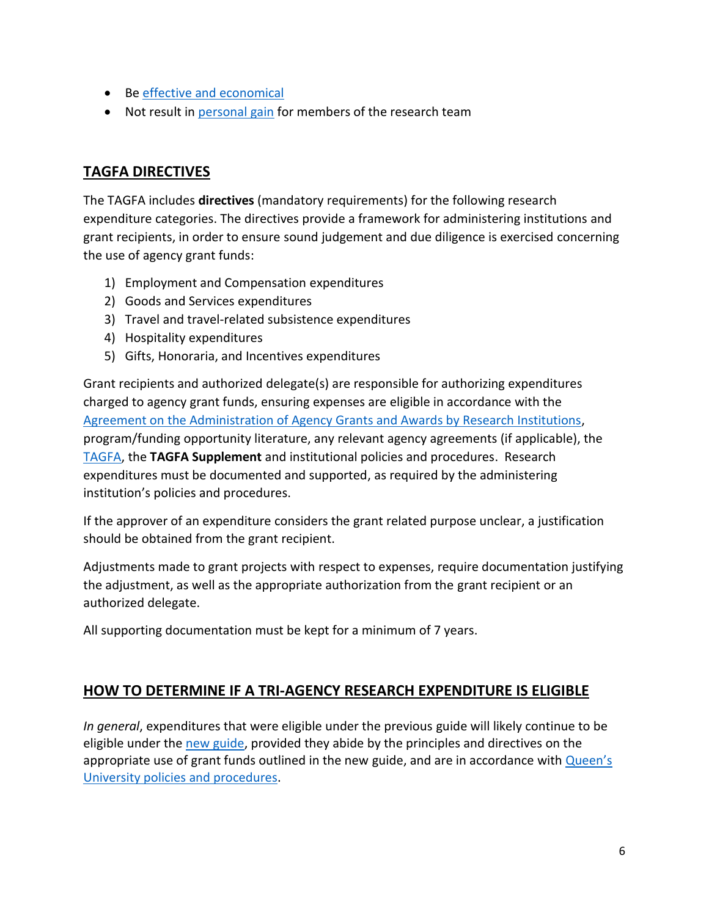- Be effective and economical
- Not result in personal gain for members of the research team

## TAGFA DIRECTIVES

The TAGFA includes **directives** (mandatory requirements) for the following research expenditure categories. The directives provide a framework for administering institutions and grant recipients, in order to ensure sound judgement and due diligence is exercised concerning the use of agency grant funds:

1) Employment and Compensation expenditures
2) Goods and Services expenditures
3) Travel and travel-related subsistence expenditures
4) Hospitality expenditures
5) Gifts, Honoraria, and Incentives expenditures

Grant recipients and authorized delegate(s) are responsible for authorizing expenditures charged to agency grant funds, ensuring expenses are eligible in accordance with the Agreement on the Administration of Agency Grants and Awards by Research Institutions, program/funding opportunity literature, any relevant agency agreements (if applicable), the TAGFA, the **TAGFA Supplement** and institutional policies and procedures. Research expenditures must be documented and supported, as required by the administering institution's policies and procedures.

If the approver of an expenditure considers the grant related purpose unclear, a justification should be obtained from the grant recipient.

Adjustments made to grant projects with respect to expenses, require documentation justifying the adjustment, as well as the appropriate authorization from the grant recipient or an authorized delegate.

All supporting documentation must be kept for a minimum of 7 years.

## HOW TO DETERMINE IF A TRI-AGENCY RESEARCH EXPENDITURE IS ELIGIBLE

*In general*, expenditures that were eligible under the previous guide will likely continue to be eligible under the new guide, provided they abide by the principles and directives on the appropriate use of grant funds outlined in the new guide, and are in accordance with Queen's University policies and procedures.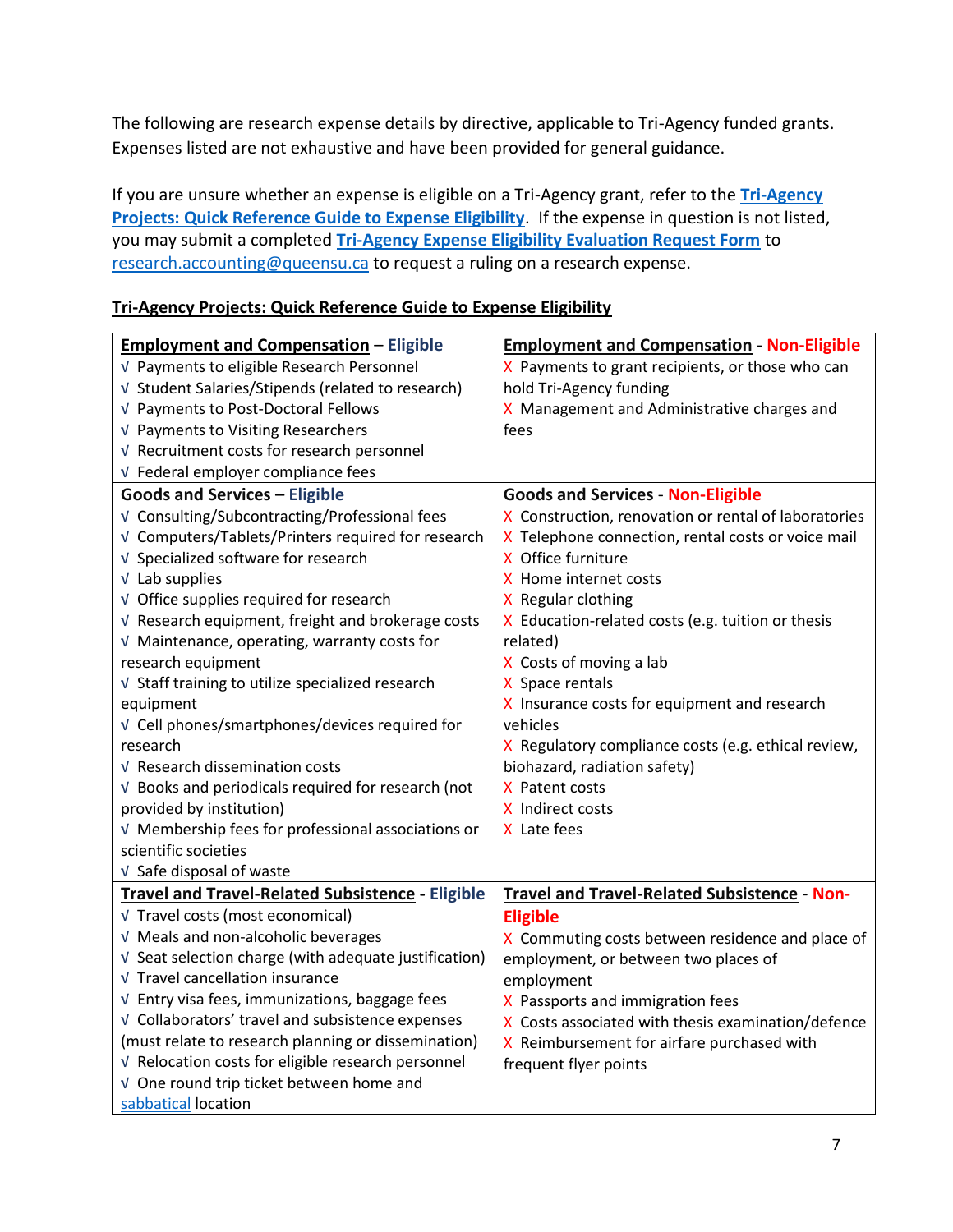The following are research expense details by directive, applicable to Tri-Agency funded grants. Expenses listed are not exhaustive and have been provided for general guidance.

If you are unsure whether an expense is eligible on a Tri-Agency grant, refer to the **Tri-Agency Projects: Quick Reference Guide to Expense Eligibility**. If the expense in question is not listed, you may submit a completed **Tri-Agency Expense Eligibility Evaluation Request Form** to research.accounting@queensu.ca to request a ruling on a research expense.

**Tri-Agency Projects: Quick Reference Guide to Expense Eligibility**

| **Employment and Compensation** – **Eligible** | **Employment and Compensation** - **Non-Eligible** |
|---|---|
| √ Payments to eligible Research Personnel<br>√ Student Salaries/Stipends (related to research)<br>√ Payments to Post-Doctoral Fellows<br>√ Payments to Visiting Researchers<br>√ Recruitment costs for research personnel<br>√ Federal employer compliance fees | X Payments to grant recipients, or those who can hold Tri-Agency funding<br>X Management and Administrative charges and fees |
| **Goods and Services** – **Eligible** | **Goods and Services** - **Non-Eligible** |
| √ Consulting/Subcontracting/Professional fees<br>√ Computers/Tablets/Printers required for research<br>√ Specialized software for research<br>√ Lab supplies<br>√ Office supplies required for research<br>√ Research equipment, freight and brokerage costs<br>√ Maintenance, operating, warranty costs for research equipment<br>√ Staff training to utilize specialized research equipment<br>√ Cell phones/smartphones/devices required for research<br>√ Research dissemination costs<br>√ Books and periodicals required for research (not provided by institution)<br>√ Membership fees for professional associations or scientific societies<br>√ Safe disposal of waste | X Construction, renovation or rental of laboratories<br>X Telephone connection, rental costs or voice mail<br>X Office furniture<br>X Home internet costs<br>X Regular clothing<br>X Education-related costs (e.g. tuition or thesis related)<br>X Costs of moving a lab<br>X Space rentals<br>X Insurance costs for equipment and research vehicles<br>X Regulatory compliance costs (e.g. ethical review, biohazard, radiation safety)<br>X Patent costs<br>X Indirect costs<br>X Late fees |
| **Travel and Travel-Related Subsistence** - **Eligible** | **Travel and Travel-Related Subsistence** - **Non-Eligible** |
| √ Travel costs (most economical)<br>√ Meals and non-alcoholic beverages<br>√ Seat selection charge (with adequate justification)<br>√ Travel cancellation insurance<br>√ Entry visa fees, immunizations, baggage fees<br>√ Collaborators' travel and subsistence expenses (must relate to research planning or dissemination)<br>√ Relocation costs for eligible research personnel<br>√ One round trip ticket between home and sabbatical location | X Commuting costs between residence and place of employment, or between two places of employment<br>X Passports and immigration fees<br>X Costs associated with thesis examination/defence<br>X Reimbursement for airfare purchased with frequent flyer points |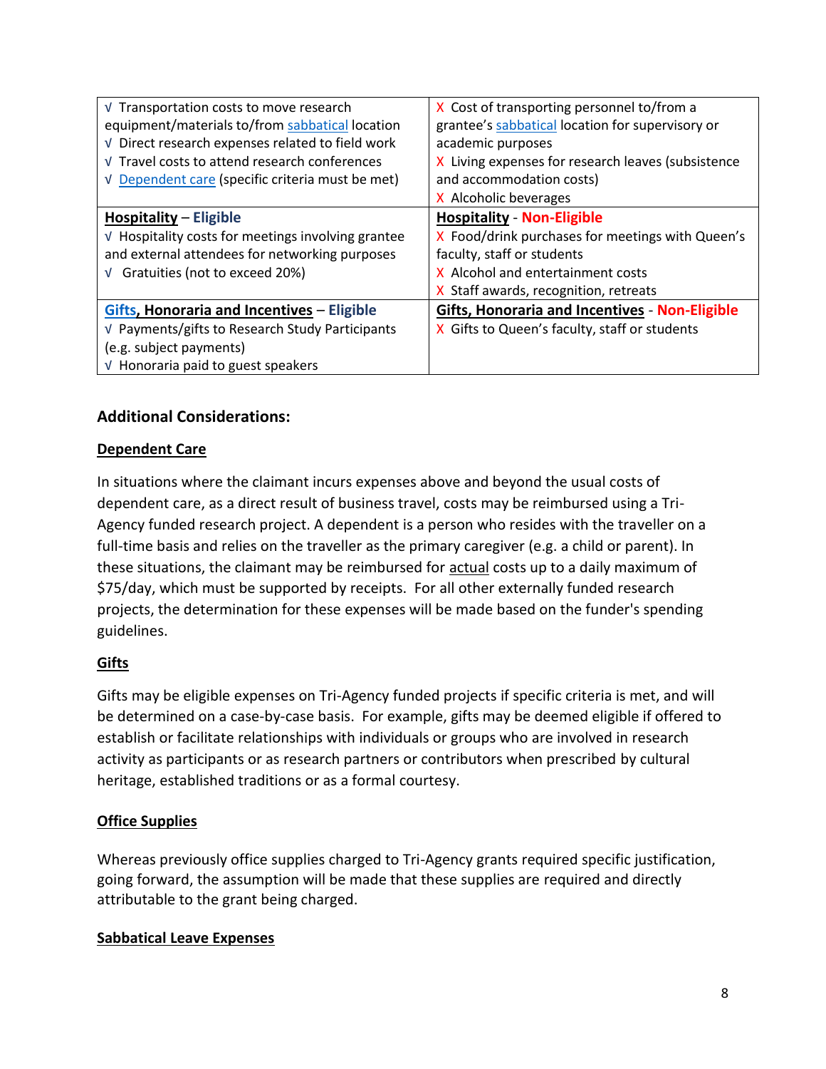| | |
|---|---|
| √ Transportation costs to move research equipment/materials to/from sabbatical location<br>√ Direct research expenses related to field work<br>√ Travel costs to attend research conferences<br>√ Dependent care (specific criteria must be met) | X Cost of transporting personnel to/from a grantee's sabbatical location for supervisory or academic purposes<br>X Living expenses for research leaves (subsistence and accommodation costs)<br>X Alcoholic beverages |
| **Hospitality – Eligible**<br>√ Hospitality costs for meetings involving grantee and external attendees for networking purposes<br>√ Gratuities (not to exceed 20%) | **Hospitality - Non-Eligible**<br>X Food/drink purchases for meetings with Queen's faculty, staff or students<br>X Alcohol and entertainment costs<br>X Staff awards, recognition, retreats |
| **Gifts, Honoraria and Incentives – Eligible**<br>√ Payments/gifts to Research Study Participants (e.g. subject payments)<br>√ Honoraria paid to guest speakers | **Gifts, Honoraria and Incentives - Non-Eligible**<br>X Gifts to Queen's faculty, staff or students |

### Additional Considerations:

**Dependent Care**

In situations where the claimant incurs expenses above and beyond the usual costs of dependent care, as a direct result of business travel, costs may be reimbursed using a Tri-Agency funded research project. A dependent is a person who resides with the traveller on a full-time basis and relies on the traveller as the primary caregiver (e.g. a child or parent). In these situations, the claimant may be reimbursed for actual costs up to a daily maximum of $75/day, which must be supported by receipts. For all other externally funded research projects, the determination for these expenses will be made based on the funder's spending guidelines.

**Gifts**

Gifts may be eligible expenses on Tri-Agency funded projects if specific criteria is met, and will be determined on a case-by-case basis. For example, gifts may be deemed eligible if offered to establish or facilitate relationships with individuals or groups who are involved in research activity as participants or as research partners or contributors when prescribed by cultural heritage, established traditions or as a formal courtesy.

**Office Supplies**

Whereas previously office supplies charged to Tri-Agency grants required specific justification, going forward, the assumption will be made that these supplies are required and directly attributable to the grant being charged.

**Sabbatical Leave Expenses**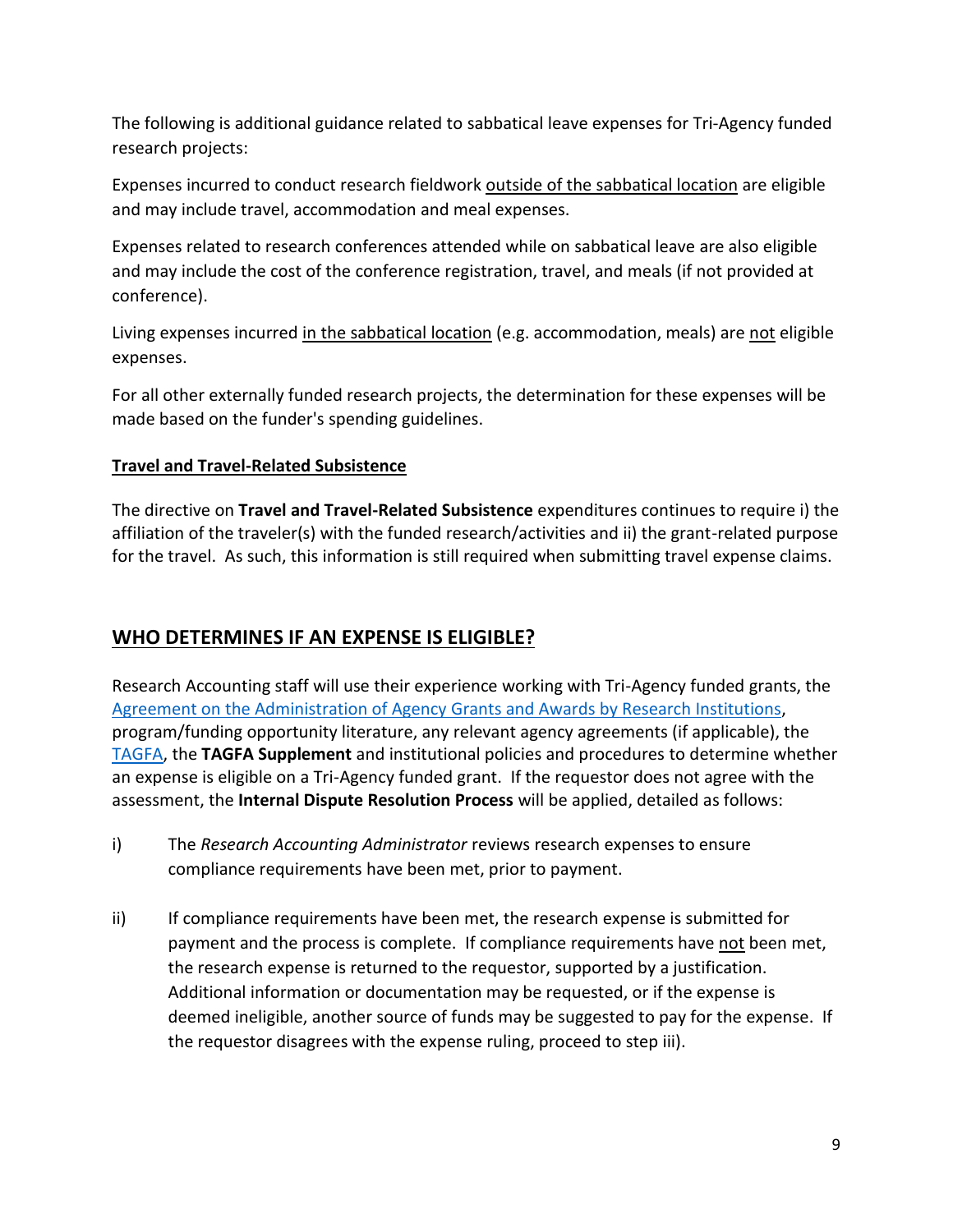The following is additional guidance related to sabbatical leave expenses for Tri-Agency funded research projects:

Expenses incurred to conduct research fieldwork <u>outside of the sabbatical location</u> are eligible and may include travel, accommodation and meal expenses.

Expenses related to research conferences attended while on sabbatical leave are also eligible and may include the cost of the conference registration, travel, and meals (if not provided at conference).

Living expenses incurred <u>in the sabbatical location</u> (e.g. accommodation, meals) are <u>not</u> eligible expenses.

For all other externally funded research projects, the determination for these expenses will be made based on the funder's spending guidelines.

**<u>Travel and Travel-Related Subsistence</u>**

The directive on **Travel and Travel-Related Subsistence** expenditures continues to require i) the affiliation of the traveler(s) with the funded research/activities and ii) the grant-related purpose for the travel. As such, this information is still required when submitting travel expense claims.

## <u>WHO DETERMINES IF AN EXPENSE IS ELIGIBLE?</u>

Research Accounting staff will use their experience working with Tri-Agency funded grants, the [Agreement on the Administration of Agency Grants and Awards by Research Institutions](), program/funding opportunity literature, any relevant agency agreements (if applicable), the [TAGFA](), the **TAGFA Supplement** and institutional policies and procedures to determine whether an expense is eligible on a Tri-Agency funded grant. If the requestor does not agree with the assessment, the **Internal Dispute Resolution Process** will be applied, detailed as follows:

i) The *Research Accounting Administrator* reviews research expenses to ensure compliance requirements have been met, prior to payment.

ii) If compliance requirements have been met, the research expense is submitted for payment and the process is complete. If compliance requirements have <u>not</u> been met, the research expense is returned to the requestor, supported by a justification. Additional information or documentation may be requested, or if the expense is deemed ineligible, another source of funds may be suggested to pay for the expense. If the requestor disagrees with the expense ruling, proceed to step iii).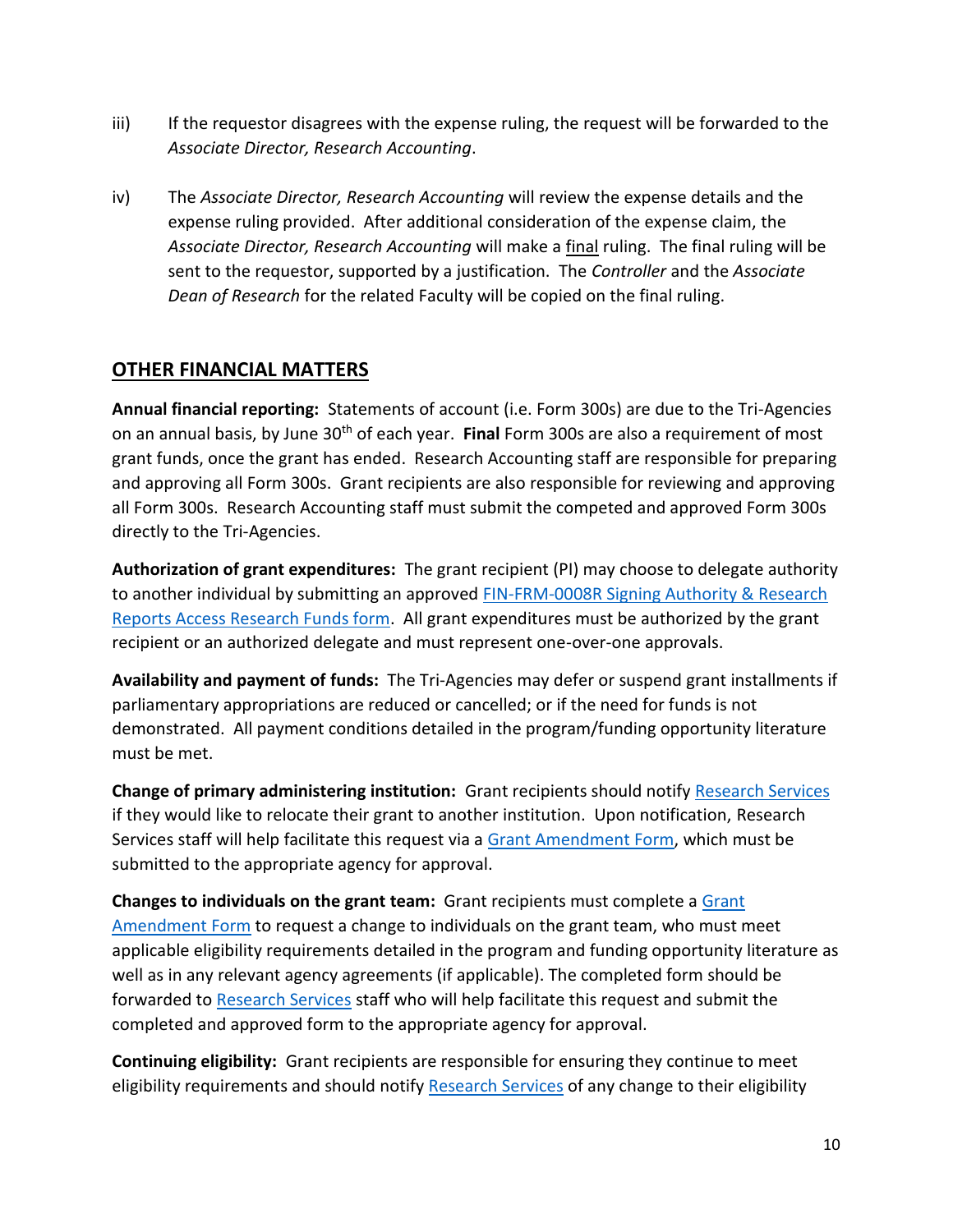iii) If the requestor disagrees with the expense ruling, the request will be forwarded to the *Associate Director, Research Accounting*.

iv) The *Associate Director, Research Accounting* will review the expense details and the expense ruling provided. After additional consideration of the expense claim, the *Associate Director, Research Accounting* will make a final ruling. The final ruling will be sent to the requestor, supported by a justification. The *Controller* and the *Associate Dean of Research* for the related Faculty will be copied on the final ruling.

## OTHER FINANCIAL MATTERS

**Annual financial reporting:** Statements of account (i.e. Form 300s) are due to the Tri-Agencies on an annual basis, by June 30th of each year. **Final** Form 300s are also a requirement of most grant funds, once the grant has ended. Research Accounting staff are responsible for preparing and approving all Form 300s. Grant recipients are also responsible for reviewing and approving all Form 300s. Research Accounting staff must submit the competed and approved Form 300s directly to the Tri-Agencies.

**Authorization of grant expenditures:** The grant recipient (PI) may choose to delegate authority to another individual by submitting an approved FIN-FRM-0008R Signing Authority & Research Reports Access Research Funds form. All grant expenditures must be authorized by the grant recipient or an authorized delegate and must represent one-over-one approvals.

**Availability and payment of funds:** The Tri-Agencies may defer or suspend grant installments if parliamentary appropriations are reduced or cancelled; or if the need for funds is not demonstrated. All payment conditions detailed in the program/funding opportunity literature must be met.

**Change of primary administering institution:** Grant recipients should notify Research Services if they would like to relocate their grant to another institution. Upon notification, Research Services staff will help facilitate this request via a Grant Amendment Form, which must be submitted to the appropriate agency for approval.

**Changes to individuals on the grant team:** Grant recipients must complete a Grant Amendment Form to request a change to individuals on the grant team, who must meet applicable eligibility requirements detailed in the program and funding opportunity literature as well as in any relevant agency agreements (if applicable). The completed form should be forwarded to Research Services staff who will help facilitate this request and submit the completed and approved form to the appropriate agency for approval.

**Continuing eligibility:** Grant recipients are responsible for ensuring they continue to meet eligibility requirements and should notify Research Services of any change to their eligibility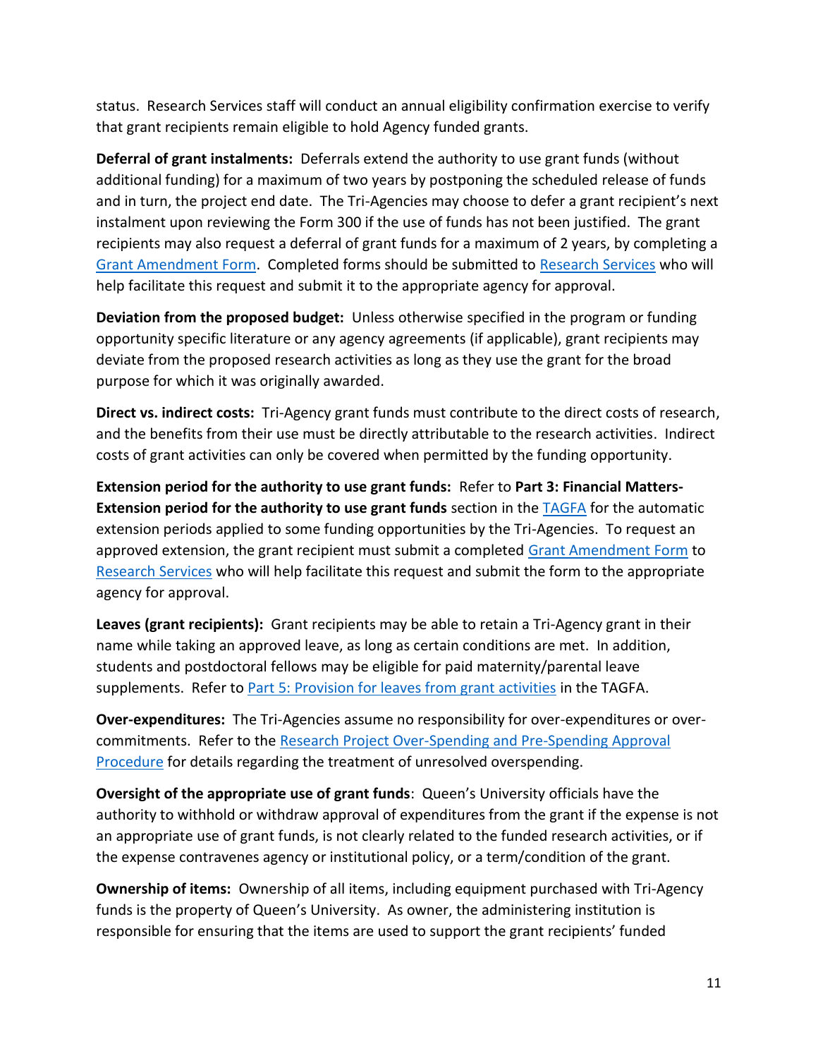status. Research Services staff will conduct an annual eligibility confirmation exercise to verify that grant recipients remain eligible to hold Agency funded grants.

**Deferral of grant instalments:** Deferrals extend the authority to use grant funds (without additional funding) for a maximum of two years by postponing the scheduled release of funds and in turn, the project end date. The Tri-Agencies may choose to defer a grant recipient's next instalment upon reviewing the Form 300 if the use of funds has not been justified. The grant recipients may also request a deferral of grant funds for a maximum of 2 years, by completing a Grant Amendment Form. Completed forms should be submitted to Research Services who will help facilitate this request and submit it to the appropriate agency for approval.

**Deviation from the proposed budget:** Unless otherwise specified in the program or funding opportunity specific literature or any agency agreements (if applicable), grant recipients may deviate from the proposed research activities as long as they use the grant for the broad purpose for which it was originally awarded.

**Direct vs. indirect costs:** Tri-Agency grant funds must contribute to the direct costs of research, and the benefits from their use must be directly attributable to the research activities. Indirect costs of grant activities can only be covered when permitted by the funding opportunity.

**Extension period for the authority to use grant funds:** Refer to **Part 3: Financial Matters-Extension period for the authority to use grant funds** section in the TAGFA for the automatic extension periods applied to some funding opportunities by the Tri-Agencies. To request an approved extension, the grant recipient must submit a completed Grant Amendment Form to Research Services who will help facilitate this request and submit the form to the appropriate agency for approval.

**Leaves (grant recipients):** Grant recipients may be able to retain a Tri-Agency grant in their name while taking an approved leave, as long as certain conditions are met. In addition, students and postdoctoral fellows may be eligible for paid maternity/parental leave supplements. Refer to Part 5: Provision for leaves from grant activities in the TAGFA.

**Over-expenditures:** The Tri-Agencies assume no responsibility for over-expenditures or over-commitments. Refer to the Research Project Over-Spending and Pre-Spending Approval Procedure for details regarding the treatment of unresolved overspending.

**Oversight of the appropriate use of grant funds**: Queen's University officials have the authority to withhold or withdraw approval of expenditures from the grant if the expense is not an appropriate use of grant funds, is not clearly related to the funded research activities, or if the expense contravenes agency or institutional policy, or a term/condition of the grant.

**Ownership of items:** Ownership of all items, including equipment purchased with Tri-Agency funds is the property of Queen's University. As owner, the administering institution is responsible for ensuring that the items are used to support the grant recipients' funded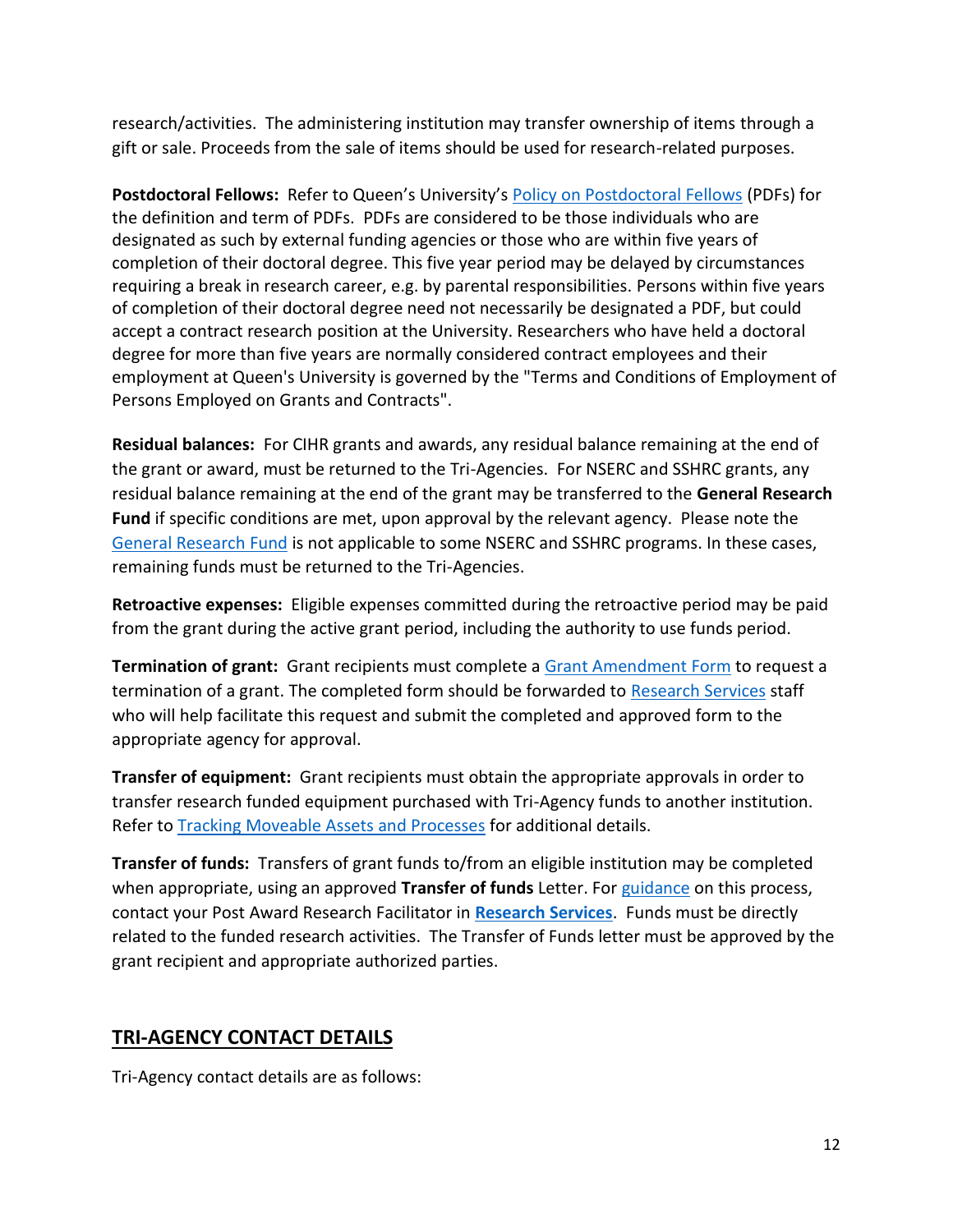research/activities. The administering institution may transfer ownership of items through a gift or sale. Proceeds from the sale of items should be used for research-related purposes.

**Postdoctoral Fellows:** Refer to Queen's University's Policy on Postdoctoral Fellows (PDFs) for the definition and term of PDFs. PDFs are considered to be those individuals who are designated as such by external funding agencies or those who are within five years of completion of their doctoral degree. This five year period may be delayed by circumstances requiring a break in research career, e.g. by parental responsibilities. Persons within five years of completion of their doctoral degree need not necessarily be designated a PDF, but could accept a contract research position at the University. Researchers who have held a doctoral degree for more than five years are normally considered contract employees and their employment at Queen's University is governed by the "Terms and Conditions of Employment of Persons Employed on Grants and Contracts".

**Residual balances:** For CIHR grants and awards, any residual balance remaining at the end of the grant or award, must be returned to the Tri-Agencies. For NSERC and SSHRC grants, any residual balance remaining at the end of the grant may be transferred to the **General Research Fund** if specific conditions are met, upon approval by the relevant agency. Please note the General Research Fund is not applicable to some NSERC and SSHRC programs. In these cases, remaining funds must be returned to the Tri-Agencies.

**Retroactive expenses:** Eligible expenses committed during the retroactive period may be paid from the grant during the active grant period, including the authority to use funds period.

**Termination of grant:** Grant recipients must complete a Grant Amendment Form to request a termination of a grant. The completed form should be forwarded to Research Services staff who will help facilitate this request and submit the completed and approved form to the appropriate agency for approval.

**Transfer of equipment:** Grant recipients must obtain the appropriate approvals in order to transfer research funded equipment purchased with Tri-Agency funds to another institution. Refer to Tracking Moveable Assets and Processes for additional details.

**Transfer of funds:** Transfers of grant funds to/from an eligible institution may be completed when appropriate, using an approved **Transfer of funds** Letter. For guidance on this process, contact your Post Award Research Facilitator in **Research Services**. Funds must be directly related to the funded research activities. The Transfer of Funds letter must be approved by the grant recipient and appropriate authorized parties.

## TRI-AGENCY CONTACT DETAILS

Tri-Agency contact details are as follows: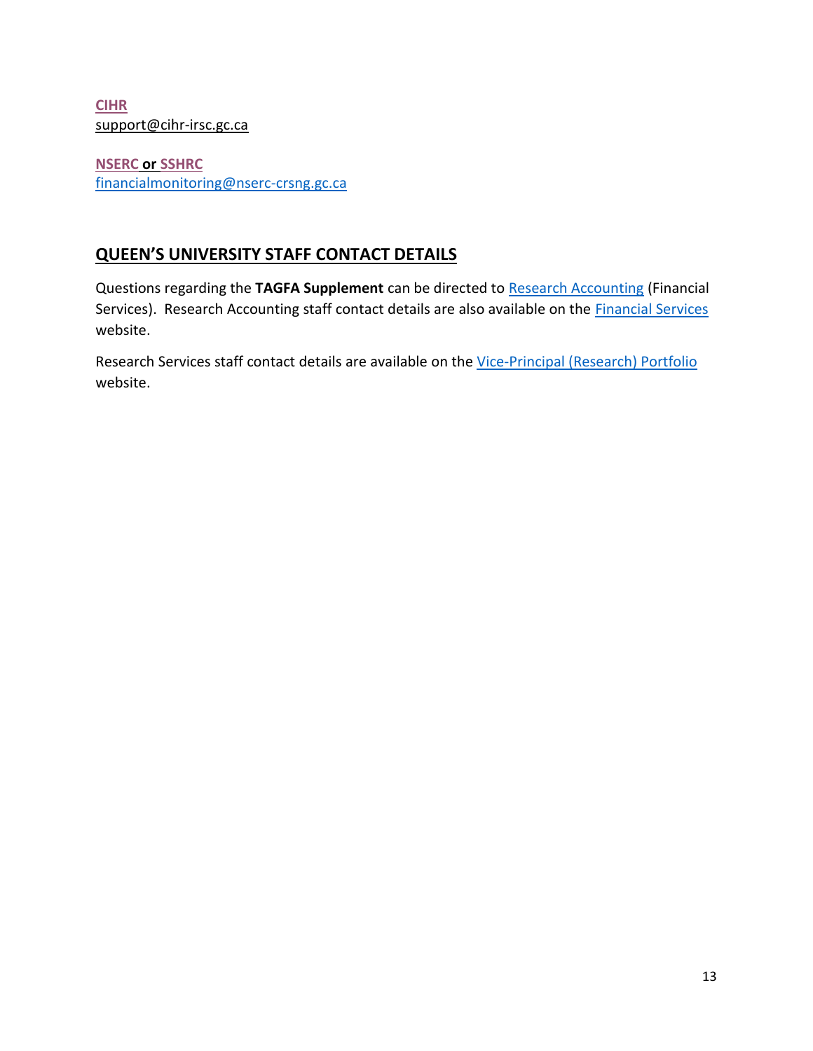**CIHR**
support@cihr-irsc.gc.ca

**NSERC or SSHRC**
financialmonitoring@nserc-crsng.gc.ca

## QUEEN'S UNIVERSITY STAFF CONTACT DETAILS

Questions regarding the **TAGFA Supplement** can be directed to Research Accounting (Financial Services). Research Accounting staff contact details are also available on the Financial Services website.

Research Services staff contact details are available on the Vice-Principal (Research) Portfolio website.